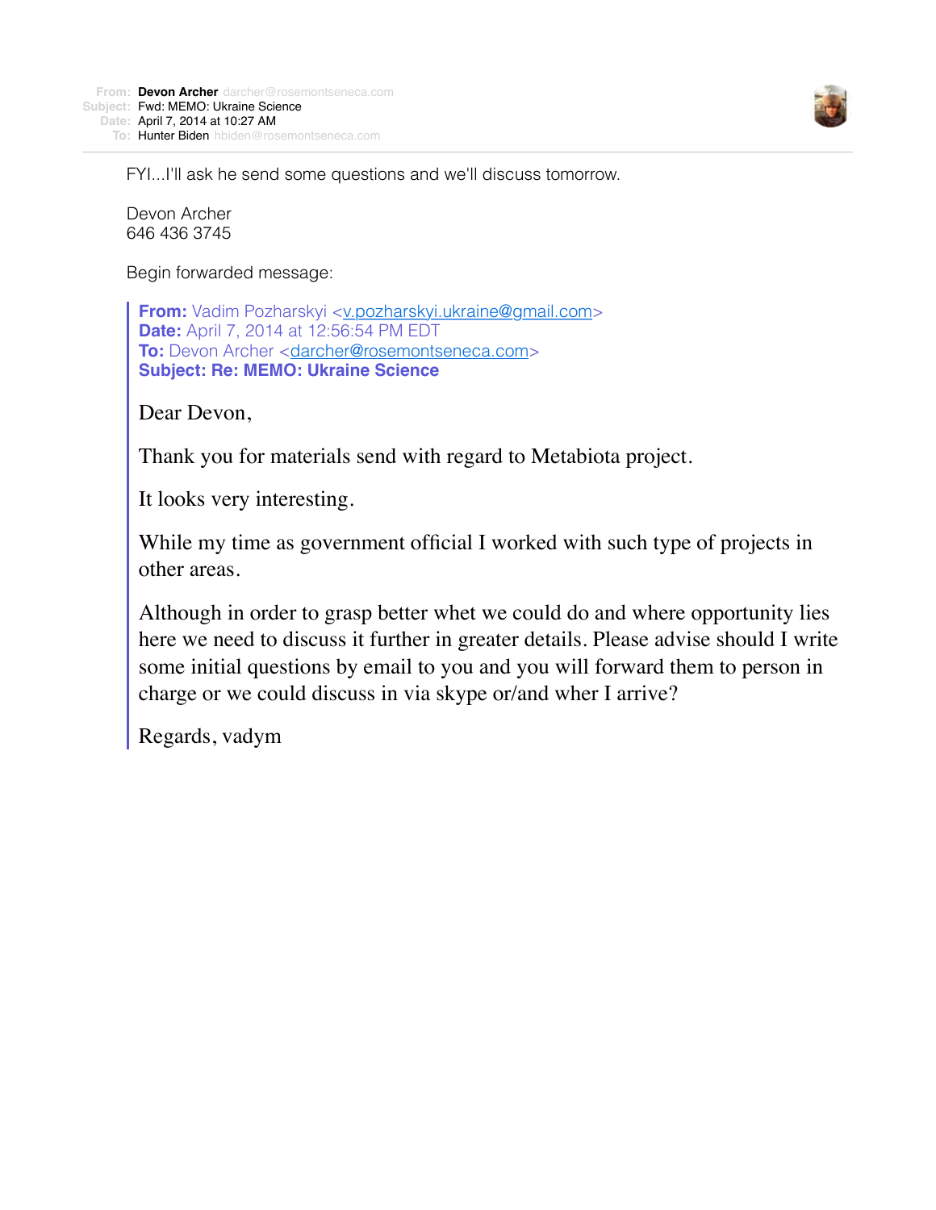**From:** Devon Archer darcher@rosemontseneca.com
**Subject:** Fwd: MEMO: Ukraine Science
**Date:** April 7, 2014 at 10:27 AM
**To:** Hunter Biden hbiden@rosemontseneca.com

FYI...I'll ask he send some questions and we'll discuss tomorrow.

Devon Archer
646 436 3745

Begin forwarded message:

> **From:** Vadim Pozharskyi <v.pozharskyi.ukraine@gmail.com>
> **Date:** April 7, 2014 at 12:56:54 PM EDT
> **To:** Devon Archer <darcher@rosemontseneca.com>
> **Subject: Re: MEMO: Ukraine Science**
>
> Dear Devon,
>
> Thank you for materials send with regard to Metabiota project.
>
> It looks very interesting.
>
> While my time as government official I worked with such type of projects in other areas.
>
> Although in order to grasp better whet we could do and where opportunity lies here we need to discuss it further in greater details. Please advise should I write some initial questions by email to you and you will forward them to person in charge or we could discuss in via skype or/and wher I arrive?
>
> Regards, vadym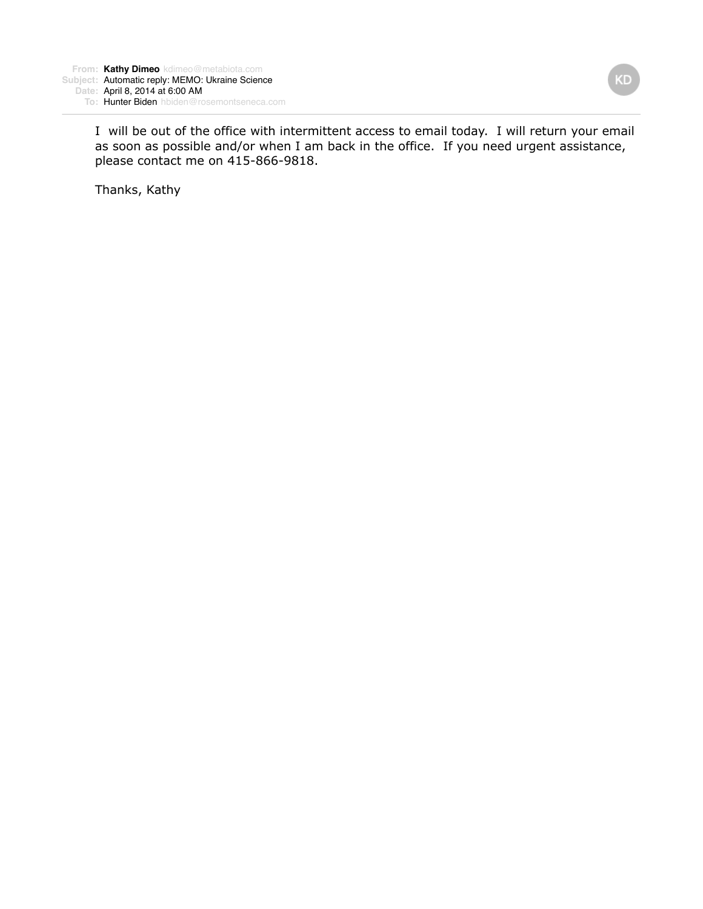**From:** Kathy Dimeo kdimeo@metabiota.com
**Subject:** Automatic reply: MEMO: Ukraine Science
**Date:** April 8, 2014 at 6:00 AM
**To:** Hunter Biden hbiden@rosemontseneca.com

I will be out of the office with intermittent access to email today. I will return your email as soon as possible and/or when I am back in the office. If you need urgent assistance, please contact me on 415-866-9818.

Thanks, Kathy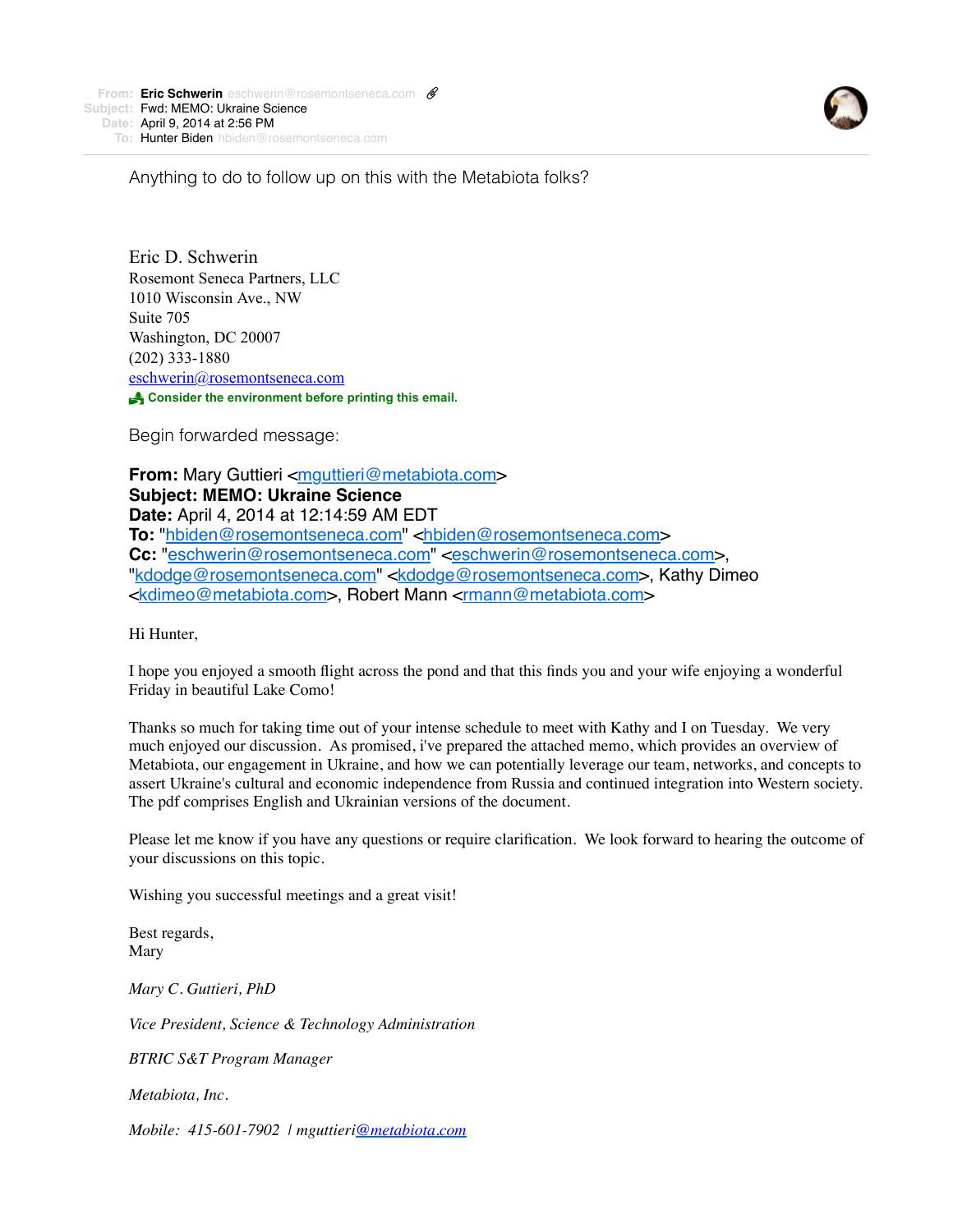**From:** Eric Schwerin eschwerin@rosemontseneca.com
**Subject:** Fwd: MEMO: Ukraine Science
**Date:** April 9, 2014 at 2:56 PM
**To:** Hunter Biden hbiden@rosemontseneca.com

Anything to do to follow up on this with the Metabiota folks?

Eric D. Schwerin
Rosemont Seneca Partners, LLC
1010 Wisconsin Ave., NW
Suite 705
Washington, DC 20007
(202) 333-1880
eschwerin@rosemontseneca.com
**Consider the environment before printing this email.**

Begin forwarded message:

**From:** Mary Guttieri <mguttieri@metabiota.com>
**Subject: MEMO: Ukraine Science**
**Date:** April 4, 2014 at 12:14:59 AM EDT
**To:** "hbiden@rosemontseneca.com" <hbiden@rosemontseneca.com>
**Cc:** "eschwerin@rosemontseneca.com" <eschwerin@rosemontseneca.com>, "kdodge@rosemontseneca.com" <kdodge@rosemontseneca.com>, Kathy Dimeo <kdimeo@metabiota.com>, Robert Mann <rmann@metabiota.com>

Hi Hunter,

I hope you enjoyed a smooth flight across the pond and that this finds you and your wife enjoying a wonderful Friday in beautiful Lake Como!

Thanks so much for taking time out of your intense schedule to meet with Kathy and I on Tuesday. We very much enjoyed our discussion. As promised, i've prepared the attached memo, which provides an overview of Metabiota, our engagement in Ukraine, and how we can potentially leverage our team, networks, and concepts to assert Ukraine's cultural and economic independence from Russia and continued integration into Western society. The pdf comprises English and Ukrainian versions of the document.

Please let me know if you have any questions or require clarification. We look forward to hearing the outcome of your discussions on this topic.

Wishing you successful meetings and a great visit!

Best regards,
Mary

*Mary C. Guttieri, PhD*

*Vice President, Science & Technology Administration*

*BTRIC S&T Program Manager*

*Metabiota, Inc.*

*Mobile: 415-601-7902 | mguttieri@metabiota.com*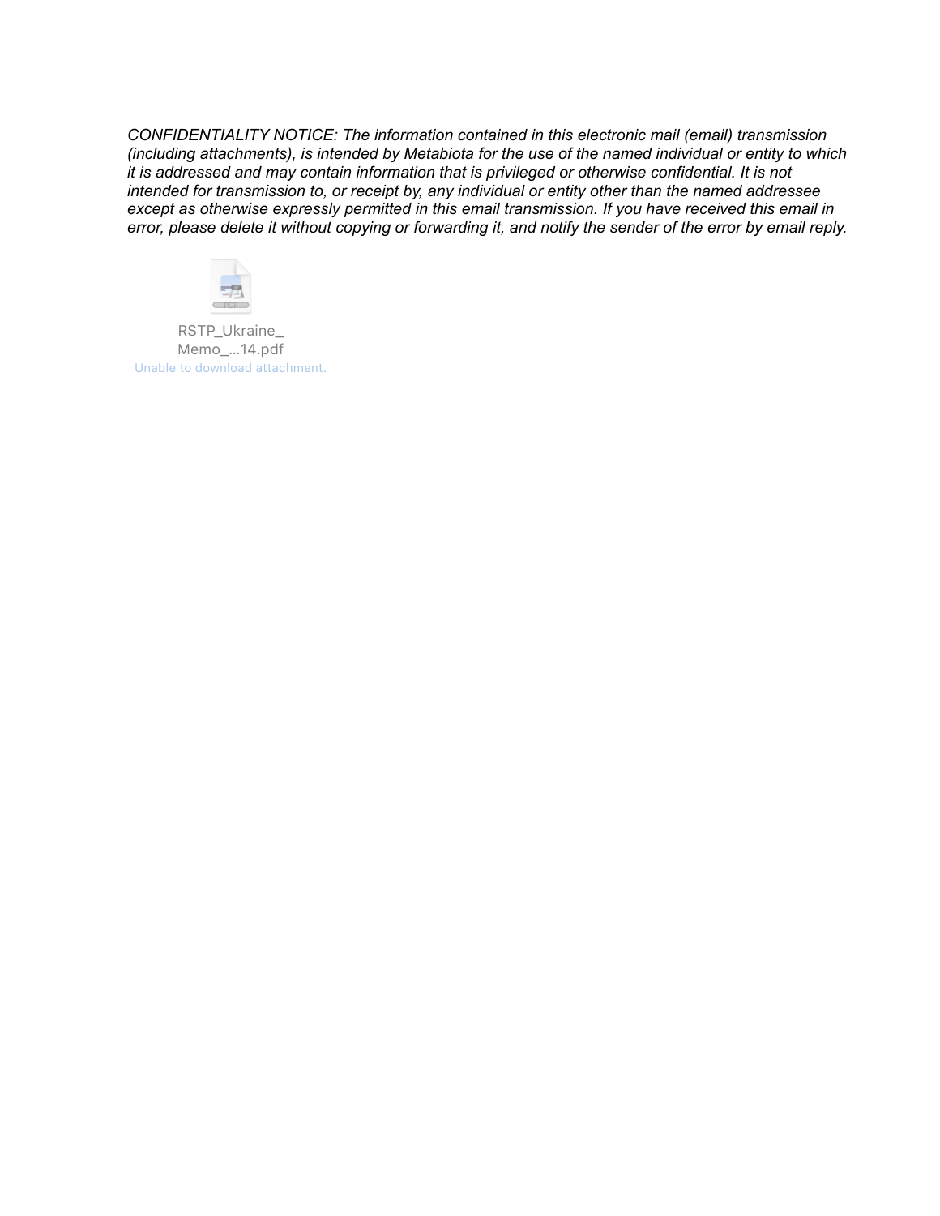*CONFIDENTIALITY NOTICE: The information contained in this electronic mail (email) transmission (including attachments), is intended by Metabiota for the use of the named individual or entity to which it is addressed and may contain information that is privileged or otherwise confidential. It is not intended for transmission to, or receipt by, any individual or entity other than the named addressee except as otherwise expressly permitted in this email transmission. If you have received this email in error, please delete it without copying or forwarding it, and notify the sender of the error by email reply.*

RSTP_Ukraine_Memo_...14.pdf

Unable to download attachment.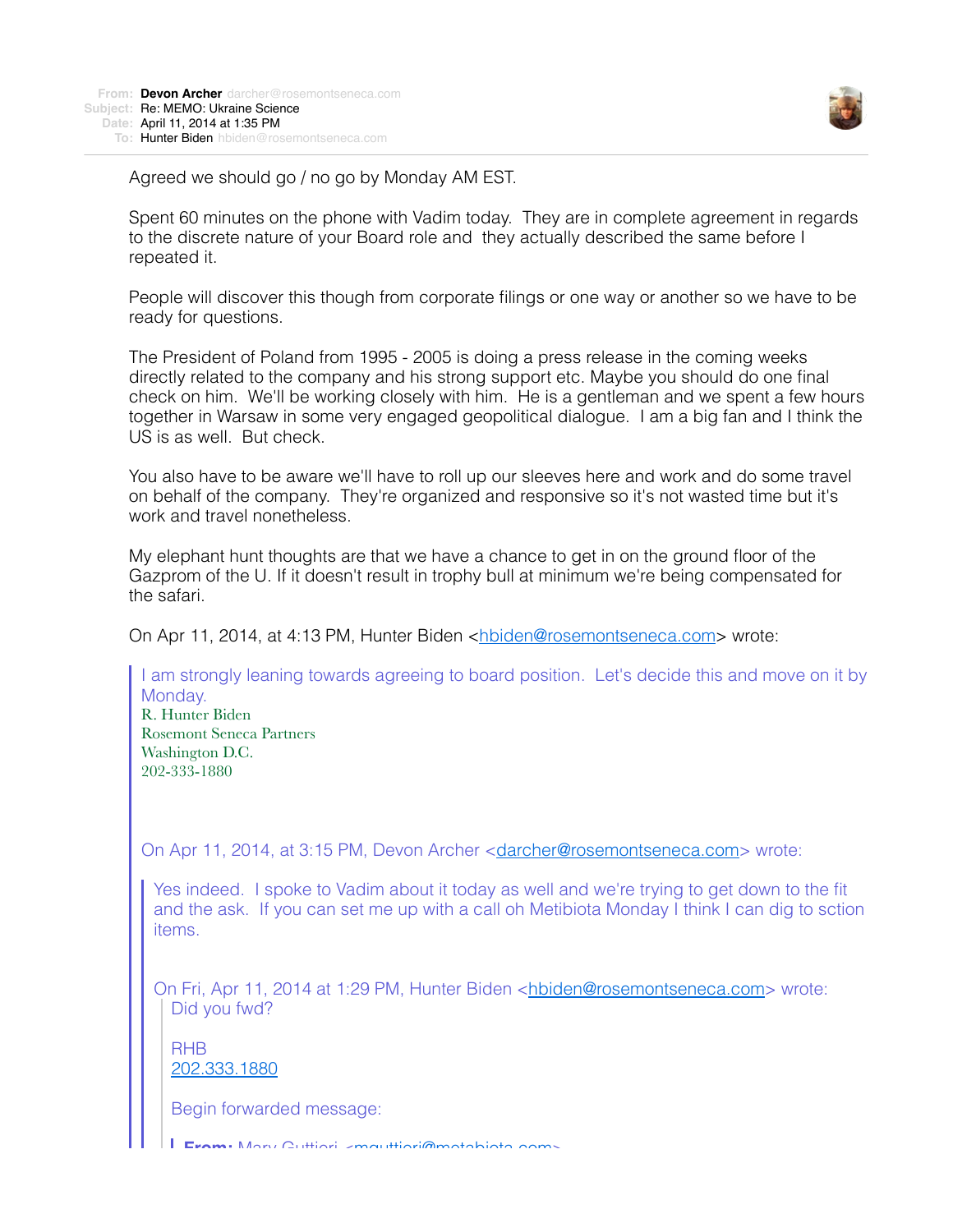**From:** Devon Archer darcher@rosemontseneca.com
**Subject:** Re: MEMO: Ukraine Science
**Date:** April 11, 2014 at 1:35 PM
**To:** Hunter Biden hbiden@rosemontseneca.com

Agreed we should go / no go by Monday AM EST.

Spent 60 minutes on the phone with Vadim today. They are in complete agreement in regards to the discrete nature of your Board role and they actually described the same before I repeated it.

People will discover this though from corporate filings or one way or another so we have to be ready for questions.

The President of Poland from 1995 - 2005 is doing a press release in the coming weeks directly related to the company and his strong support etc. Maybe you should do one final check on him. We'll be working closely with him. He is a gentleman and we spent a few hours together in Warsaw in some very engaged geopolitical dialogue. I am a big fan and I think the US is as well. But check.

You also have to be aware we'll have to roll up our sleeves here and work and do some travel on behalf of the company. They're organized and responsive so it's not wasted time but it's work and travel nonetheless.

My elephant hunt thoughts are that we have a chance to get in on the ground floor of the Gazprom of the U. If it doesn't result in trophy bull at minimum we're being compensated for the safari.

On Apr 11, 2014, at 4:13 PM, Hunter Biden <hbiden@rosemontseneca.com> wrote:

> I am strongly leaning towards agreeing to board position. Let's decide this and move on it by Monday.
> R. Hunter Biden
> Rosemont Seneca Partners
> Washington D.C.
> 202-333-1880
>
> On Apr 11, 2014, at 3:15 PM, Devon Archer <darcher@rosemontseneca.com> wrote:
>
>> Yes indeed. I spoke to Vadim about it today as well and we're trying to get down to the fit and the ask. If you can set me up with a call oh Metibiota Monday I think I can dig to sction items.
>>
>> On Fri, Apr 11, 2014 at 1:29 PM, Hunter Biden <hbiden@rosemontseneca.com> wrote:
>>> Did you fwd?
>>>
>>> RHB
>>> 202.333.1880
>>>
>>> Begin forwarded message:
>>>
>>>> **From:** Mary Guttieri <mguttieri@metabiota.com>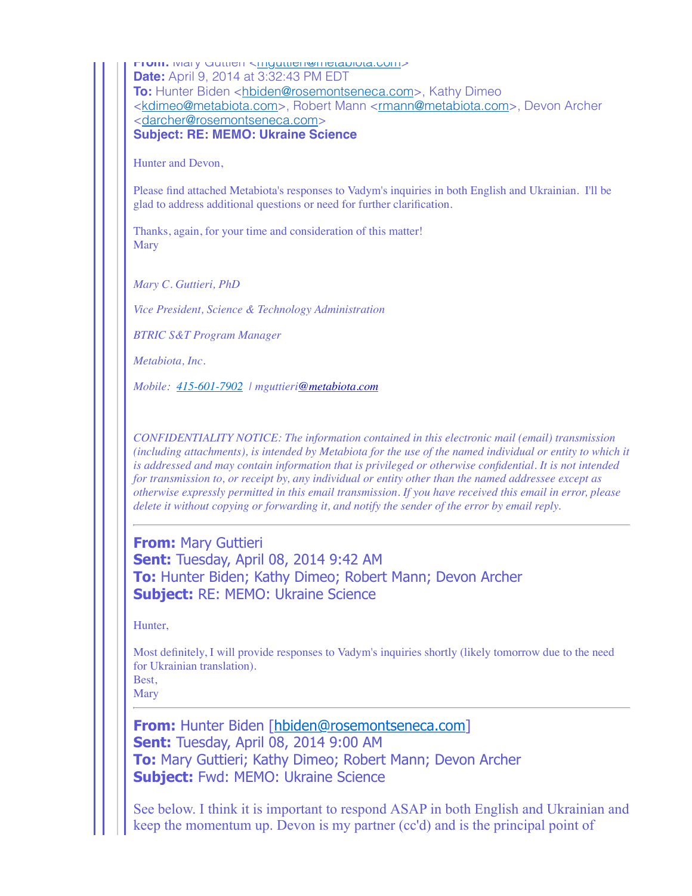**From:** Mary Guttieri <mguttieri@metabiota.com>
**Date:** April 9, 2014 at 3:32:43 PM EDT
**To:** Hunter Biden <hbiden@rosemontseneca.com>, Kathy Dimeo <kdimeo@metabiota.com>, Robert Mann <rmann@metabiota.com>, Devon Archer <darcher@rosemontseneca.com>
**Subject: RE: MEMO: Ukraine Science**

Hunter and Devon,

Please find attached Metabiota's responses to Vadym's inquiries in both English and Ukrainian. I'll be glad to address additional questions or need for further clarification.

Thanks, again, for your time and consideration of this matter!
Mary

*Mary C. Guttieri, PhD*

*Vice President, Science & Technology Administration*

*BTRIC S&T Program Manager*

*Metabiota, Inc.*

*Mobile: 415-601-7902 | mguttieri@metabiota.com*

*CONFIDENTIALITY NOTICE: The information contained in this electronic mail (email) transmission (including attachments), is intended by Metabiota for the use of the named individual or entity to which it is addressed and may contain information that is privileged or otherwise confidential. It is not intended for transmission to, or receipt by, any individual or entity other than the named addressee except as otherwise expressly permitted in this email transmission. If you have received this email in error, please delete it without copying or forwarding it, and notify the sender of the error by email reply.*

---

**From:** Mary Guttieri
**Sent:** Tuesday, April 08, 2014 9:42 AM
**To:** Hunter Biden; Kathy Dimeo; Robert Mann; Devon Archer
**Subject:** RE: MEMO: Ukraine Science

Hunter,

Most definitely, I will provide responses to Vadym's inquiries shortly (likely tomorrow due to the need for Ukrainian translation).
Best,
Mary

---

**From:** Hunter Biden [hbiden@rosemontseneca.com]
**Sent:** Tuesday, April 08, 2014 9:00 AM
**To:** Mary Guttieri; Kathy Dimeo; Robert Mann; Devon Archer
**Subject:** Fwd: MEMO: Ukraine Science

See below. I think it is important to respond ASAP in both English and Ukrainian and keep the momentum up. Devon is my partner (cc'd) and is the principal point of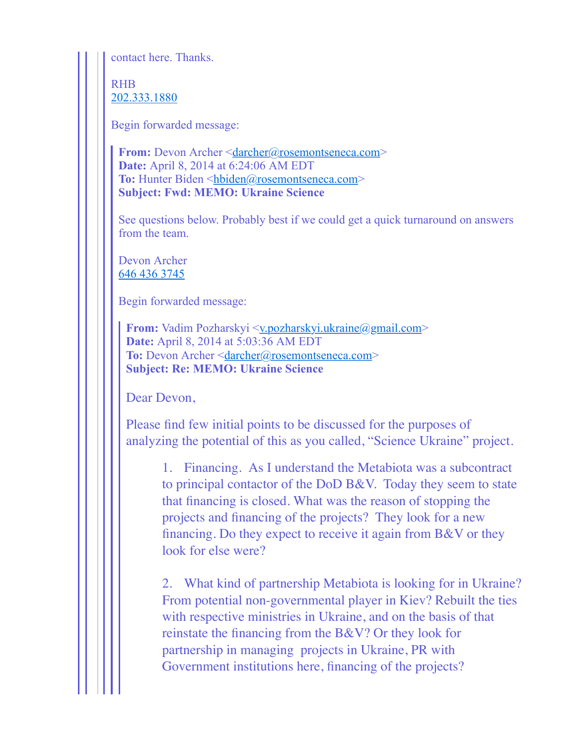contact here. Thanks.

RHB
202.333.1880

Begin forwarded message:

> **From:** Devon Archer <darcher@rosemontseneca.com>
> **Date:** April 8, 2014 at 6:24:06 AM EDT
> **To:** Hunter Biden <hbiden@rosemontseneca.com>
> **Subject: Fwd: MEMO: Ukraine Science**
>
> See questions below. Probably best if we could get a quick turnaround on answers from the team.
>
> Devon Archer
> 646 436 3745
>
> Begin forwarded message:
>
> > **From:** Vadim Pozharskyi <v.pozharskyi.ukraine@gmail.com>
> > **Date:** April 8, 2014 at 5:03:36 AM EDT
> > **To:** Devon Archer <darcher@rosemontseneca.com>
> > **Subject: Re: MEMO: Ukraine Science**
> >
> > Dear Devon,
> >
> > Please find few initial points to be discussed for the purposes of analyzing the potential of this as you called, "Science Ukraine" project.
> >
> > 1. Financing. As I understand the Metabiota was a subcontract to principal contactor of the DoD B&V. Today they seem to state that financing is closed. What was the reason of stopping the projects and financing of the projects? They look for a new financing. Do they expect to receive it again from B&V or they look for else were?
> >
> > 2. What kind of partnership Metabiota is looking for in Ukraine? From potential non-governmental player in Kiev? Rebuilt the ties with respective ministries in Ukraine, and on the basis of that reinstate the financing from the B&V? Or they look for partnership in managing projects in Ukraine, PR with Government institutions here, financing of the projects?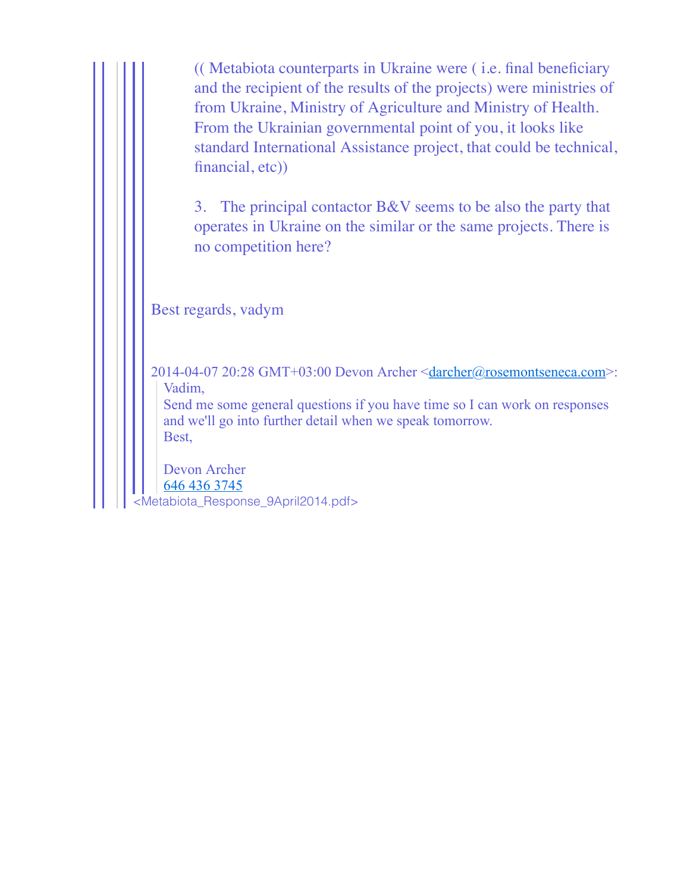(( Metabiota counterparts in Ukraine were ( i.e. final beneficiary and the recipient of the results of the projects) were ministries of from Ukraine, Ministry of Agriculture and Ministry of Health. From the Ukrainian governmental point of you, it looks like standard International Assistance project, that could be technical, financial, etc))

3. The principal contactor B&V seems to be also the party that operates in Ukraine on the similar or the same projects. There is no competition here?

Best regards, vadym

2014-04-07 20:28 GMT+03:00 Devon Archer <darcher@rosemontseneca.com>:

> Vadim,
> Send me some general questions if you have time so I can work on responses and we'll go into further detail when we speak tomorrow.
> Best,
>
> Devon Archer
> 646 436 3745

<Metabiota_Response_9April2014.pdf>